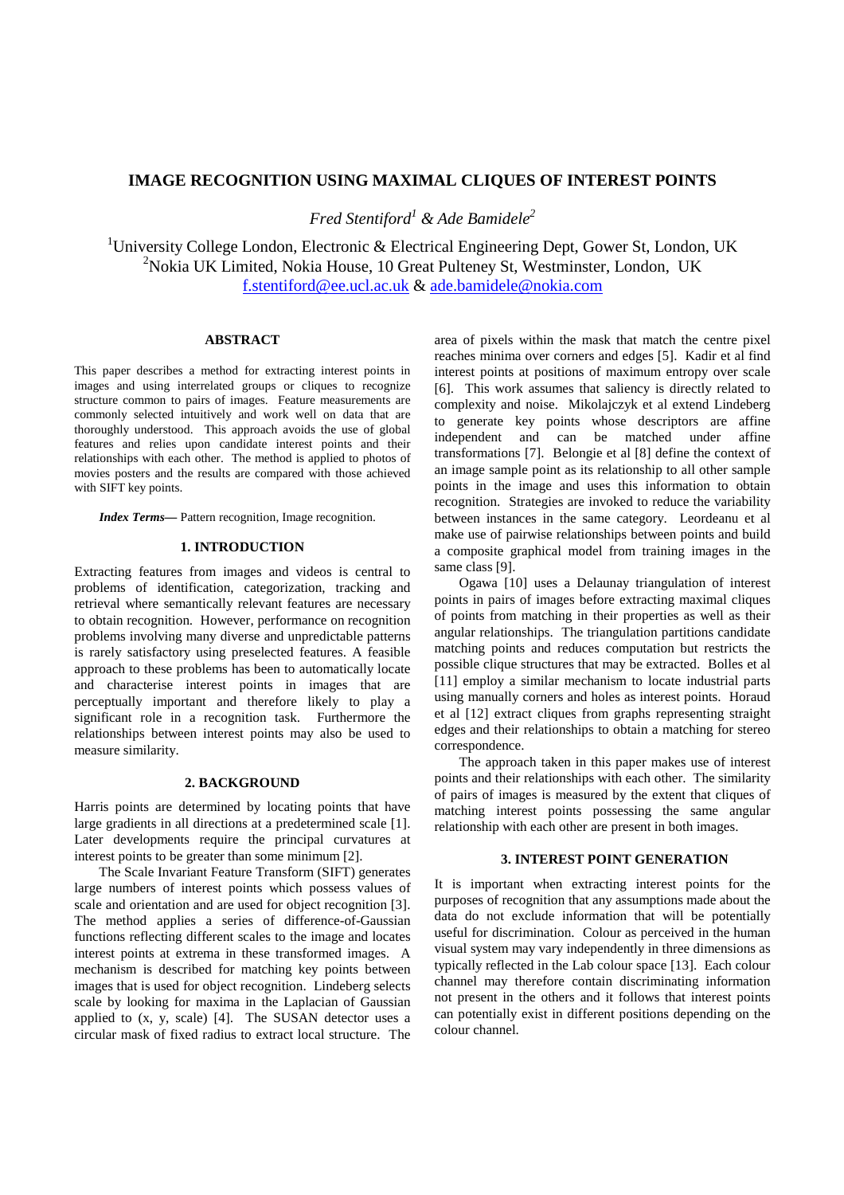# IMAGE RECOGNITION USING MAXIMAL CLIQUES OF INTEREST POINTS

*Fred Stentiford[1] & Ade Bamidele[2]*

[1]University College London, Electronic & Electrical Engineering Dept, Gower St, London, UK
[2]Nokia UK Limited, Nokia House, 10 Great Pulteney St, Westminster, London, UK
f.stentiford@ee.ucl.ac.uk & ade.bamidele@nokia.com

## ABSTRACT

This paper describes a method for extracting interest points in images and using interrelated groups or cliques to recognize structure common to pairs of images. Feature measurements are commonly selected intuitively and work well on data that are thoroughly understood. This approach avoids the use of global features and relies upon candidate interest points and their relationships with each other. The method is applied to photos of movies posters and the results are compared with those achieved with SIFT key points.

***Index Terms*****—** Pattern recognition, Image recognition.

## 1. INTRODUCTION

Extracting features from images and videos is central to problems of identification, categorization, tracking and retrieval where semantically relevant features are necessary to obtain recognition. However, performance on recognition problems involving many diverse and unpredictable patterns is rarely satisfactory using preselected features. A feasible approach to these problems has been to automatically locate and characterise interest points in images that are perceptually important and therefore likely to play a significant role in a recognition task. Furthermore the relationships between interest points may also be used to measure similarity.

## 2. BACKGROUND

Harris points are determined by locating points that have large gradients in all directions at a predetermined scale [1]. Later developments require the principal curvatures at interest points to be greater than some minimum [2].

The Scale Invariant Feature Transform (SIFT) generates large numbers of interest points which possess values of scale and orientation and are used for object recognition [3]. The method applies a series of difference-of-Gaussian functions reflecting different scales to the image and locates interest points at extrema in these transformed images. A mechanism is described for matching key points between images that is used for object recognition. Lindeberg selects scale by looking for maxima in the Laplacian of Gaussian applied to (x, y, scale) [4]. The SUSAN detector uses a circular mask of fixed radius to extract local structure. The area of pixels within the mask that match the centre pixel reaches minima over corners and edges [5]. Kadir et al find interest points at positions of maximum entropy over scale [6]. This work assumes that saliency is directly related to complexity and noise. Mikolajczyk et al extend Lindeberg to generate key points whose descriptors are affine independent and can be matched under affine transformations [7]. Belongie et al [8] define the context of an image sample point as its relationship to all other sample points in the image and uses this information to obtain recognition. Strategies are invoked to reduce the variability between instances in the same category. Leordeanu et al make use of pairwise relationships between points and build a composite graphical model from training images in the same class [9].

Ogawa [10] uses a Delaunay triangulation of interest points in pairs of images before extracting maximal cliques of points from matching in their properties as well as their angular relationships. The triangulation partitions candidate matching points and reduces computation but restricts the possible clique structures that may be extracted. Bolles et al [11] employ a similar mechanism to locate industrial parts using manually corners and holes as interest points. Horaud et al [12] extract cliques from graphs representing straight edges and their relationships to obtain a matching for stereo correspondence.

The approach taken in this paper makes use of interest points and their relationships with each other. The similarity of pairs of images is measured by the extent that cliques of matching interest points possessing the same angular relationship with each other are present in both images.

## 3. INTEREST POINT GENERATION

It is important when extracting interest points for the purposes of recognition that any assumptions made about the data do not exclude information that will be potentially useful for discrimination. Colour as perceived in the human visual system may vary independently in three dimensions as typically reflected in the Lab colour space [13]. Each colour channel may therefore contain discriminating information not present in the others and it follows that interest points can potentially exist in different positions depending on the colour channel.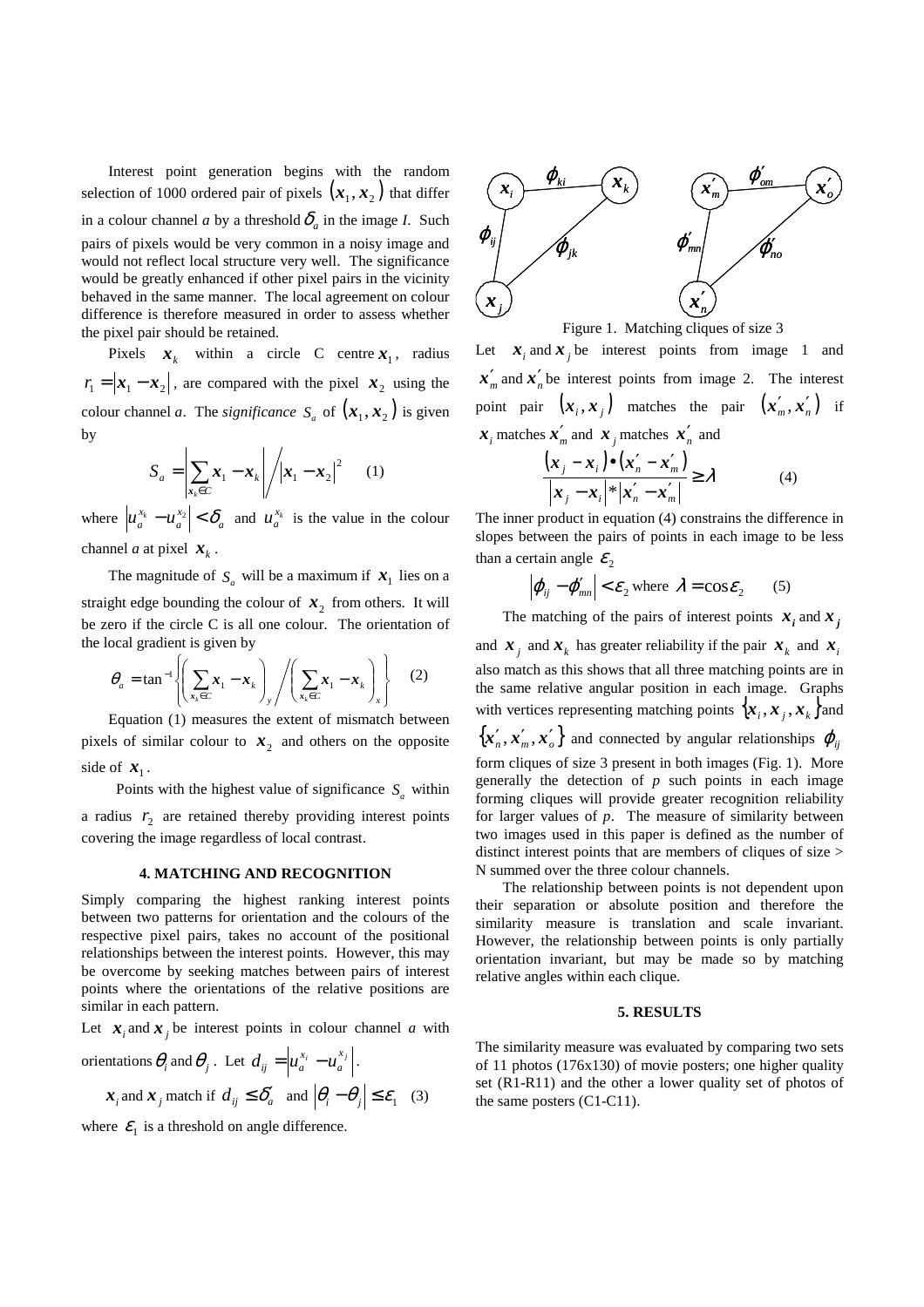Interest point generation begins with the random selection of 1000 ordered pair of pixels $(x_1, x_2)$ that differ in a colour channel *a* by a threshold $\delta_a$ in the image *I*. Such pairs of pixels would be very common in a noisy image and would not reflect local structure very well. The significance would be greatly enhanced if other pixel pairs in the vicinity behaved in the same manner. The local agreement on colour difference is therefore measured in order to assess whether the pixel pair should be retained.

Pixels $x_k$ within a circle C centre $x_1$, radius $r_1 = |x_1 - x_2|$, are compared with the pixel $x_2$ using the colour channel *a*. The *significance* $S_a$ of $(x_1, x_2)$ is given by

$$S_a = \left| \sum_{x_k \in C} x_1 - x_k \right| \Big/ |x_1 - x_2|^2 \qquad (1)$$

where $\left|u_a^{x_k} - u_a^{x_2}\right| < \delta_a$ and $u_a^{x_k}$ is the value in the colour channel *a* at pixel $x_k$.

The magnitude of $S_a$ will be a maximum if $x_1$ lies on a straight edge bounding the colour of $x_2$ from others. It will be zero if the circle C is all one colour. The orientation of the local gradient is given by

$$\theta_a = \tan^{-1}\left\{ \left( \sum_{x_k \in C} x_1 - x_k \right)_y \Big/ \left( \sum_{x_k \in C} x_1 - x_k \right)_x \right\} \qquad (2)$$

Equation (1) measures the extent of mismatch between pixels of similar colour to $x_2$ and others on the opposite side of $x_1$.

Points with the highest value of significance $S_a$ within a radius $r_2$ are retained thereby providing interest points covering the image regardless of local contrast.

## 4. MATCHING AND RECOGNITION

Simply comparing the highest ranking interest points between two patterns for orientation and the colours of the respective pixel pairs, takes no account of the positional relationships between the interest points. However, this may be overcome by seeking matches between pairs of interest points where the orientations of the relative positions are similar in each pattern.

Let $x_i$ and $x_j$ be interest points in colour channel *a* with orientations $\theta_i$ and $\theta_j$. Let $d_{ij} = \left|u_a^{x_i} - u_a^{x_j}\right|$.

$$x_i \text{ and } x_j \text{ match if } d_{ij} \le \delta_a \text{ and } |\theta_i - \theta_j| \le \varepsilon_1 \qquad (3)$$

where $\varepsilon_1$ is a threshold on angle difference.

Figure 1. Matching cliques of size 3

Let $x_i$ and $x_j$ be interest points from image 1 and $x'_m$ and $x'_n$ be interest points from image 2. The interest point pair $(x_i, x_j)$ matches the pair $(x'_m, x'_n)$ if $x_i$ matches $x'_m$ and $x_j$ matches $x'_n$ and

$$\frac{(x_j - x_i) \bullet (x'_n - x'_m)}{|x_j - x_i| * |x'_n - x'_m|} \ge \lambda \qquad (4)$$

The inner product in equation (4) constrains the difference in slopes between the pairs of points in each image to be less than a certain angle $\varepsilon_2$

$$|\varphi_{ij} - \varphi'_{mn}| < \varepsilon_2 \text{ where } \lambda = \cos\varepsilon_2 \qquad (5)$$

The matching of the pairs of interest points $x_i$ and $x_j$ and $x_j$ and $x_k$ has greater reliability if the pair $x_k$ and $x_i$ also match as this shows that all three matching points are in the same relative angular position in each image. Graphs with vertices representing matching points $\{x_i, x_j, x_k\}$ and $\{x'_n, x'_m, x'_o\}$ and connected by angular relationships $\varphi_{ij}$ form cliques of size 3 present in both images (Fig. 1). More generally the detection of *p* such points in each image forming cliques will provide greater recognition reliability for larger values of *p*. The measure of similarity between two images used in this paper is defined as the number of distinct interest points that are members of cliques of size > N summed over the three colour channels.

The relationship between points is not dependent upon their separation or absolute position and therefore the similarity measure is translation and scale invariant. However, the relationship between points is only partially orientation invariant, but may be made so by matching relative angles within each clique.

## 5. RESULTS

The similarity measure was evaluated by comparing two sets of 11 photos (176x130) of movie posters; one higher quality set (R1-R11) and the other a lower quality set of photos of the same posters (C1-C11).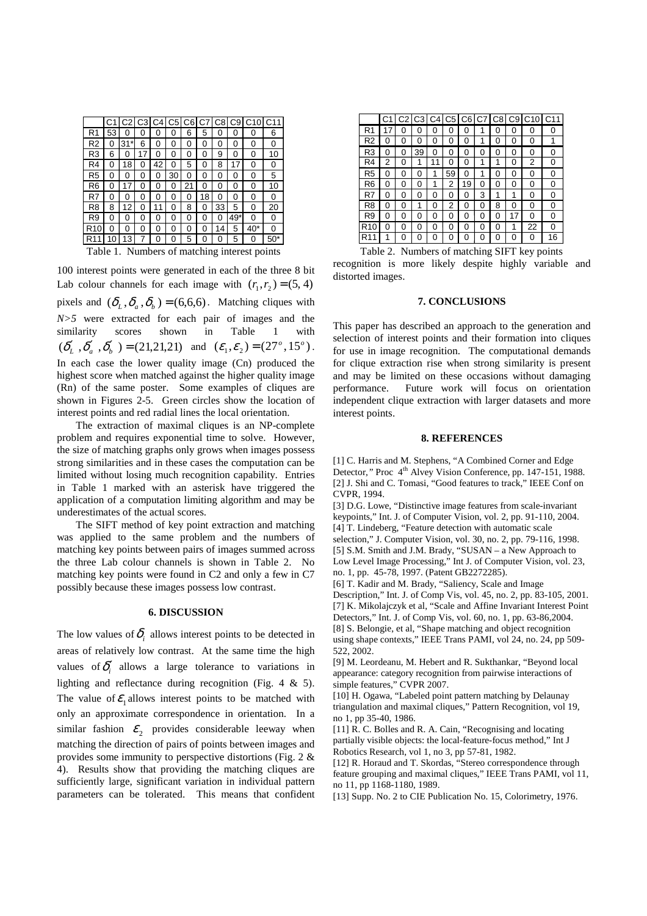|  | C1 | C2 | C3 | C4 | C5 | C6 | C7 | C8 | C9 | C10 | C11 |
|---|---|---|---|---|---|---|---|---|---|---|---|
| R1 | 53 | 0 | 0 | 0 | 0 | 6 | 5 | 0 | 0 | 0 | 6 |
| R2 | 0 | 31* | 6 | 0 | 0 | 0 | 0 | 0 | 0 | 0 | 0 |
| R3 | 6 | 0 | 17 | 0 | 0 | 0 | 0 | 9 | 0 | 0 | 10 |
| R4 | 0 | 18 | 0 | 42 | 0 | 5 | 0 | 8 | 17 | 0 | 0 |
| R5 | 0 | 0 | 0 | 0 | 30 | 0 | 0 | 0 | 0 | 0 | 5 |
| R6 | 0 | 17 | 0 | 0 | 0 | 21 | 0 | 0 | 0 | 0 | 10 |
| R7 | 0 | 0 | 0 | 0 | 0 | 0 | 18 | 0 | 0 | 0 | 0 |
| R8 | 8 | 12 | 0 | 11 | 0 | 8 | 0 | 33 | 5 | 0 | 20 |
| R9 | 0 | 0 | 0 | 0 | 0 | 0 | 0 | 0 | 49* | 0 | 0 |
| R10 | 0 | 0 | 0 | 0 | 0 | 0 | 0 | 14 | 5 | 40* | 0 |
| R11 | 10 | 13 | 7 | 0 | 0 | 5 | 0 | 0 | 5 | 0 | 50* |

Table 1. Numbers of matching interest points

100 interest points were generated in each of the three 8 bit Lab colour channels for each image with $(r_1, r_2) = (5, 4)$ pixels and $(\delta_L, \delta_a, \delta_b) = (6,6,6)$. Matching cliques with *N>5* were extracted for each pair of images and the similarity scores shown in Table 1 with $(\delta'_L, \delta'_a, \delta'_b) = (21,21,21)$ and $(\varepsilon_1, \varepsilon_2) = (27^o, 15^o)$. In each case the lower quality image (Cn) produced the highest score when matched against the higher quality image (Rn) of the same poster. Some examples of cliques are shown in Figures 2-5. Green circles show the location of interest points and red radial lines the local orientation.

The extraction of maximal cliques is an NP-complete problem and requires exponential time to solve. However, the size of matching graphs only grows when images possess strong similarities and in these cases the computation can be limited without losing much recognition capability. Entries in Table 1 marked with an asterisk have triggered the application of a computation limiting algorithm and may be underestimates of the actual scores.

The SIFT method of key point extraction and matching was applied to the same problem and the numbers of matching key points between pairs of images summed across the three Lab colour channels is shown in Table 2. No matching key points were found in C2 and only a few in C7 possibly because these images possess low contrast.

## 6. DISCUSSION

The low values of $\delta_i$ allows interest points to be detected in areas of relatively low contrast. At the same time the high values of $\delta'_i$ allows a large tolerance to variations in lighting and reflectance during recognition (Fig. 4 & 5). The value of $\varepsilon_1$ allows interest points to be matched with only an approximate correspondence in orientation. In a similar fashion $\varepsilon_2$ provides considerable leeway when matching the direction of pairs of points between images and provides some immunity to perspective distortions (Fig. 2 & 4). Results show that providing the matching cliques are sufficiently large, significant variation in individual pattern parameters can be tolerated. This means that confident recognition is more likely despite highly variable and distorted images.

|  | C1 | C2 | C3 | C4 | C5 | C6 | C7 | C8 | C9 | C10 | C11 |
|---|---|---|---|---|---|---|---|---|---|---|---|
| R1 | 17 | 0 | 0 | 0 | 0 | 0 | 1 | 0 | 0 | 0 | 0 |
| R2 | 0 | 0 | 0 | 0 | 0 | 0 | 1 | 0 | 0 | 0 | 1 |
| R3 | 0 | 0 | 39 | 0 | 0 | 0 | 0 | 0 | 0 | 0 | 0 |
| R4 | 2 | 0 | 1 | 11 | 0 | 0 | 1 | 1 | 0 | 2 | 0 |
| R5 | 0 | 0 | 0 | 1 | 59 | 0 | 1 | 0 | 0 | 0 | 0 |
| R6 | 0 | 0 | 0 | 1 | 2 | 19 | 0 | 0 | 0 | 0 | 0 |
| R7 | 0 | 0 | 0 | 0 | 0 | 0 | 3 | 1 | 1 | 0 | 0 |
| R8 | 0 | 0 | 1 | 0 | 2 | 0 | 0 | 8 | 0 | 0 | 0 |
| R9 | 0 | 0 | 0 | 0 | 0 | 0 | 0 | 0 | 17 | 0 | 0 |
| R10 | 0 | 0 | 0 | 0 | 0 | 0 | 0 | 0 | 1 | 22 | 0 |
| R11 | 1 | 0 | 0 | 0 | 0 | 0 | 0 | 0 | 0 | 0 | 16 |

Table 2. Numbers of matching SIFT key points

## 7. CONCLUSIONS

This paper has described an approach to the generation and selection of interest points and their formation into cliques for use in image recognition. The computational demands for clique extraction rise when strong similarity is present and may be limited on these occasions without damaging performance. Future work will focus on orientation independent clique extraction with larger datasets and more interest points.

## 8. REFERENCES

[1] C. Harris and M. Stephens, "A Combined Corner and Edge Detector," Proc 4th Alvey Vision Conference, pp. 147-151, 1988.
[2] J. Shi and C. Tomasi, "Good features to track," IEEE Conf on CVPR, 1994.
[3] D.G. Lowe, "Distinctive image features from scale-invariant keypoints," Int. J. of Computer Vision, vol. 2, pp. 91-110, 2004.
[4] T. Lindeberg, "Feature detection with automatic scale selection," J. Computer Vision, vol. 30, no. 2, pp. 79-116, 1998.
[5] S.M. Smith and J.M. Brady, "SUSAN – a New Approach to Low Level Image Processing," Int J. of Computer Vision, vol. 23, no. 1, pp. 45-78, 1997. (Patent GB2272285).
[6] T. Kadir and M. Brady, "Saliency, Scale and Image Description," Int. J. of Comp Vis, vol. 45, no. 2, pp. 83-105, 2001.
[7] K. Mikolajczyk et al, "Scale and Affine Invariant Interest Point Detectors," Int. J. of Comp Vis, vol. 60, no. 1, pp. 63-86,2004.
[8] S. Belongie, et al, "Shape matching and object recognition using shape contexts," IEEE Trans PAMI, vol 24, no. 24, pp 509-522, 2002.
[9] M. Leordeanu, M. Hebert and R. Sukthankar, "Beyond local appearance: category recognition from pairwise interactions of simple features," CVPR 2007.
[10] H. Ogawa, "Labeled point pattern matching by Delaunay triangulation and maximal cliques," Pattern Recognition, vol 19, no 1, pp 35-40, 1986.
[11] R. C. Bolles and R. A. Cain, "Recognising and locating partially visible objects: the local-feature-focus method," Int J Robotics Research, vol 1, no 3, pp 57-81, 1982.
[12] R. Horaud and T. Skordas, "Stereo correspondence through feature grouping and maximal cliques," IEEE Trans PAMI, vol 11, no 11, pp 1168-1180, 1989.
[13] Supp. No. 2 to CIE Publication No. 15, Colorimetry, 1976.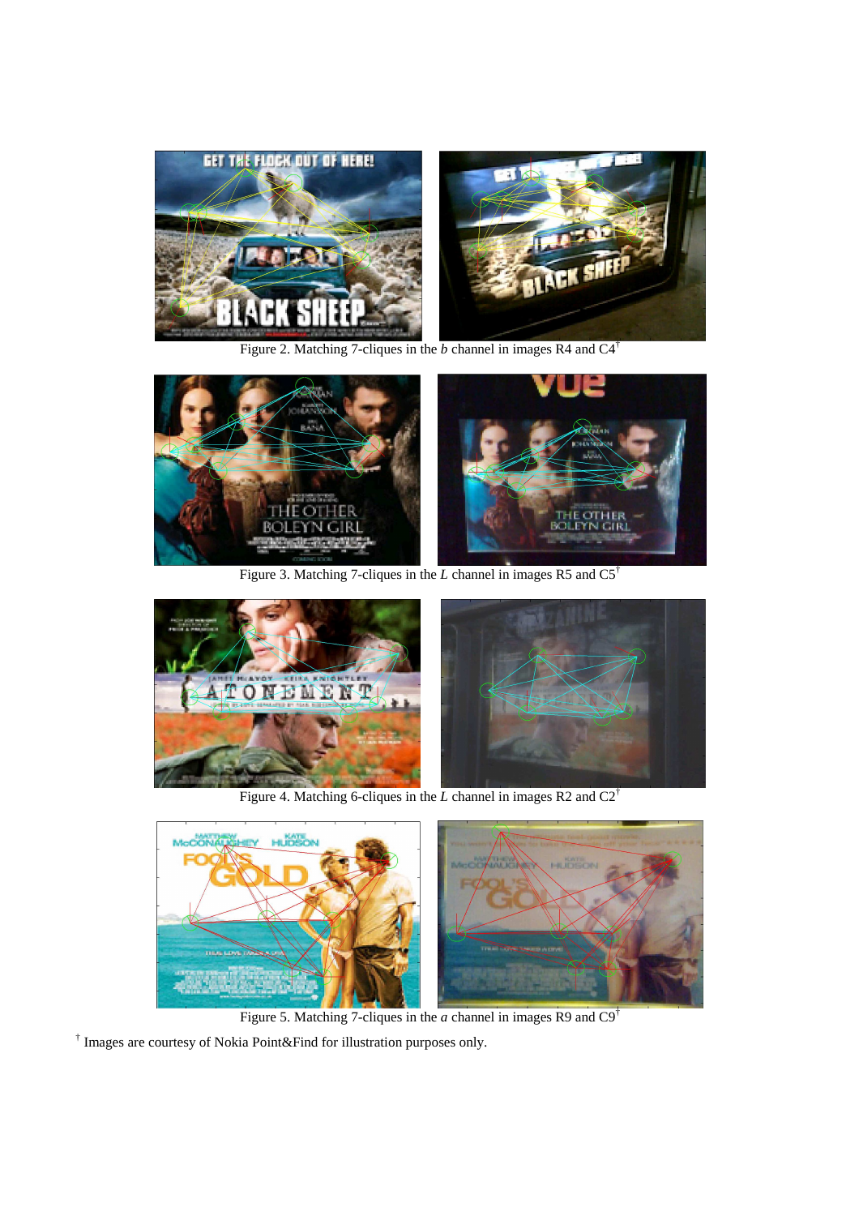Figure 2. Matching 7-cliques in the *b* channel in images R4 and C4[†]

Figure 3. Matching 7-cliques in the *L* channel in images R5 and C5[†]

Figure 4. Matching 6-cliques in the *L* channel in images R2 and C2[†]

Figure 5. Matching 7-cliques in the *a* channel in images R9 and C9[†]

[†] Images are courtesy of Nokia Point&Find for illustration purposes only.